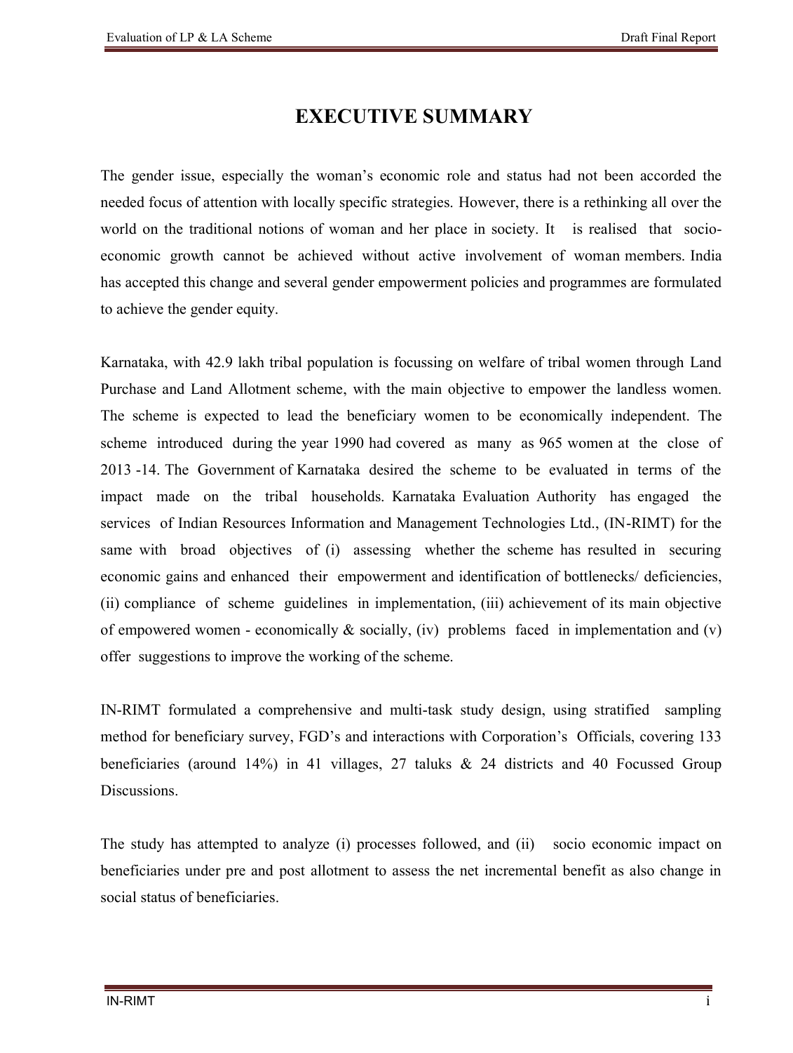# EXECUTIVE SUMMARY

The gender issue, especially the woman's economic role and status had not been accorded the needed focus of attention with locally specific strategies. However, there is a rethinking all over the world on the traditional notions of woman and her place in society. It is realised that socio-economic growth cannot be achieved without active involvement of woman members. India has accepted this change and several gender empowerment policies and programmes are formulated to achieve the gender equity.

Karnataka, with 42.9 lakh tribal population is focussing on welfare of tribal women through Land Purchase and Land Allotment scheme, with the main objective to empower the landless women. The scheme is expected to lead the beneficiary women to be economically independent. The scheme introduced during the year 1990 had covered as many as 965 women at the close of 2013 -14. The Government of Karnataka desired the scheme to be evaluated in terms of the impact made on the tribal households. Karnataka Evaluation Authority has engaged the services of Indian Resources Information and Management Technologies Ltd., (IN-RIMT) for the same with broad objectives of (i) assessing whether the scheme has resulted in securing economic gains and enhanced their empowerment and identification of bottlenecks/ deficiencies, (ii) compliance of scheme guidelines in implementation, (iii) achievement of its main objective of empowered women - economically & socially, (iv) problems faced in implementation and (v) offer suggestions to improve the working of the scheme.

IN-RIMT formulated a comprehensive and multi-task study design, using stratified sampling method for beneficiary survey, FGD's and interactions with Corporation's Officials, covering 133 beneficiaries (around 14%) in 41 villages, 27 taluks & 24 districts and 40 Focussed Group Discussions.

The study has attempted to analyze (i) processes followed, and (ii) socio economic impact on beneficiaries under pre and post allotment to assess the net incremental benefit as also change in social status of beneficiaries.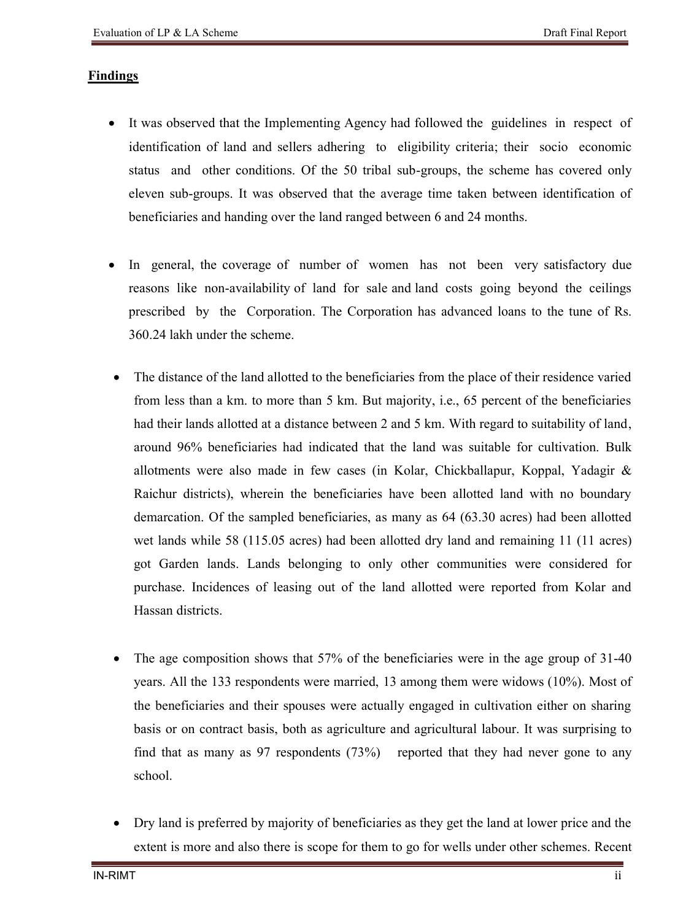## Findings

- It was observed that the Implementing Agency had followed the guidelines in respect of identification of land and sellers adhering to eligibility criteria; their socio economic status and other conditions. Of the 50 tribal sub-groups, the scheme has covered only eleven sub-groups. It was observed that the average time taken between identification of beneficiaries and handing over the land ranged between 6 and 24 months.

- In general, the coverage of number of women has not been very satisfactory due reasons like non-availability of land for sale and land costs going beyond the ceilings prescribed by the Corporation. The Corporation has advanced loans to the tune of Rs. 360.24 lakh under the scheme.

- The distance of the land allotted to the beneficiaries from the place of their residence varied from less than a km. to more than 5 km. But majority, i.e., 65 percent of the beneficiaries had their lands allotted at a distance between 2 and 5 km. With regard to suitability of land, around 96% beneficiaries had indicated that the land was suitable for cultivation. Bulk allotments were also made in few cases (in Kolar, Chickballapur, Koppal, Yadagir & Raichur districts), wherein the beneficiaries have been allotted land with no boundary demarcation. Of the sampled beneficiaries, as many as 64 (63.30 acres) had been allotted wet lands while 58 (115.05 acres) had been allotted dry land and remaining 11 (11 acres) got Garden lands. Lands belonging to only other communities were considered for purchase. Incidences of leasing out of the land allotted were reported from Kolar and Hassan districts.

- The age composition shows that 57% of the beneficiaries were in the age group of 31-40 years. All the 133 respondents were married, 13 among them were widows (10%). Most of the beneficiaries and their spouses were actually engaged in cultivation either on sharing basis or on contract basis, both as agriculture and agricultural labour. It was surprising to find that as many as 97 respondents (73%) reported that they had never gone to any school.

- Dry land is preferred by majority of beneficiaries as they get the land at lower price and the extent is more and also there is scope for them to go for wells under other schemes. Recent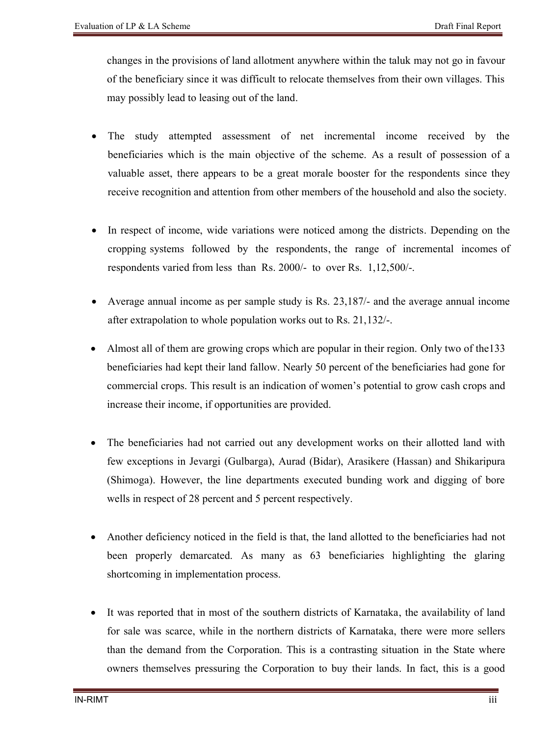changes in the provisions of land allotment anywhere within the taluk may not go in favour of the beneficiary since it was difficult to relocate themselves from their own villages. This may possibly lead to leasing out of the land.

- The study attempted assessment of net incremental income received by the beneficiaries which is the main objective of the scheme. As a result of possession of a valuable asset, there appears to be a great morale booster for the respondents since they receive recognition and attention from other members of the household and also the society.

- In respect of income, wide variations were noticed among the districts. Depending on the cropping systems followed by the respondents, the range of incremental incomes of respondents varied from less than Rs. 2000/- to over Rs. 1,12,500/-.

- Average annual income as per sample study is Rs. 23,187/- and the average annual income after extrapolation to whole population works out to Rs. 21,132/-.

- Almost all of them are growing crops which are popular in their region. Only two of the133 beneficiaries had kept their land fallow. Nearly 50 percent of the beneficiaries had gone for commercial crops. This result is an indication of women's potential to grow cash crops and increase their income, if opportunities are provided.

- The beneficiaries had not carried out any development works on their allotted land with few exceptions in Jevargi (Gulbarga), Aurad (Bidar), Arasikere (Hassan) and Shikaripura (Shimoga). However, the line departments executed bunding work and digging of bore wells in respect of 28 percent and 5 percent respectively.

- Another deficiency noticed in the field is that, the land allotted to the beneficiaries had not been properly demarcated. As many as 63 beneficiaries highlighting the glaring shortcoming in implementation process.

- It was reported that in most of the southern districts of Karnataka, the availability of land for sale was scarce, while in the northern districts of Karnataka, there were more sellers than the demand from the Corporation. This is a contrasting situation in the State where owners themselves pressuring the Corporation to buy their lands. In fact, this is a good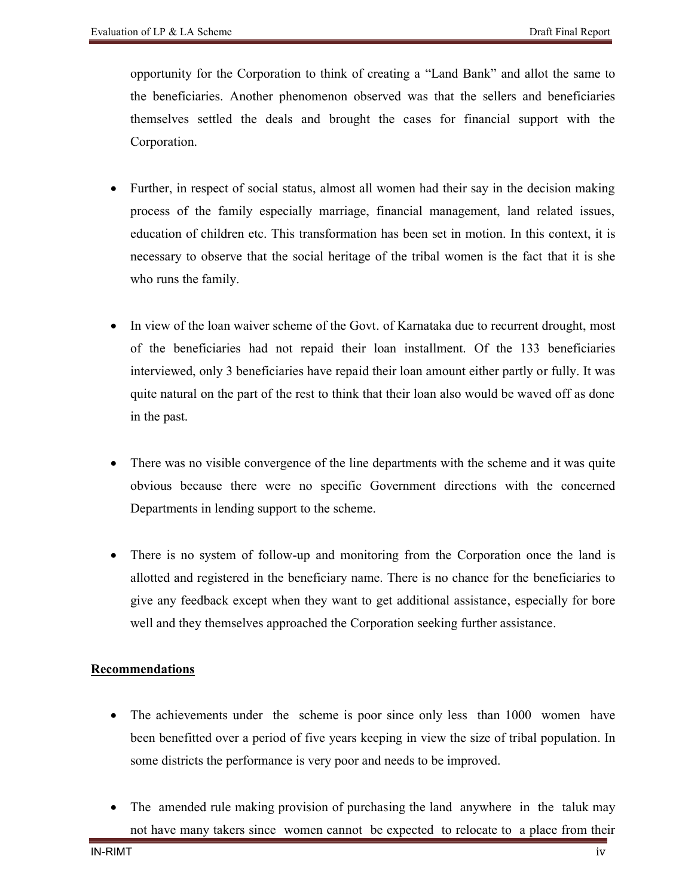opportunity for the Corporation to think of creating a "Land Bank" and allot the same to the beneficiaries. Another phenomenon observed was that the sellers and beneficiaries themselves settled the deals and brought the cases for financial support with the Corporation.

- Further, in respect of social status, almost all women had their say in the decision making process of the family especially marriage, financial management, land related issues, education of children etc. This transformation has been set in motion. In this context, it is necessary to observe that the social heritage of the tribal women is the fact that it is she who runs the family.

- In view of the loan waiver scheme of the Govt. of Karnataka due to recurrent drought, most of the beneficiaries had not repaid their loan installment. Of the 133 beneficiaries interviewed, only 3 beneficiaries have repaid their loan amount either partly or fully. It was quite natural on the part of the rest to think that their loan also would be waved off as done in the past.

- There was no visible convergence of the line departments with the scheme and it was quite obvious because there were no specific Government directions with the concerned Departments in lending support to the scheme.

- There is no system of follow-up and monitoring from the Corporation once the land is allotted and registered in the beneficiary name. There is no chance for the beneficiaries to give any feedback except when they want to get additional assistance, especially for bore well and they themselves approached the Corporation seeking further assistance.

**Recommendations**

- The achievements under the scheme is poor since only less than 1000 women have been benefitted over a period of five years keeping in view the size of tribal population. In some districts the performance is very poor and needs to be improved.

- The amended rule making provision of purchasing the land anywhere in the taluk may not have many takers since women cannot be expected to relocate to a place from their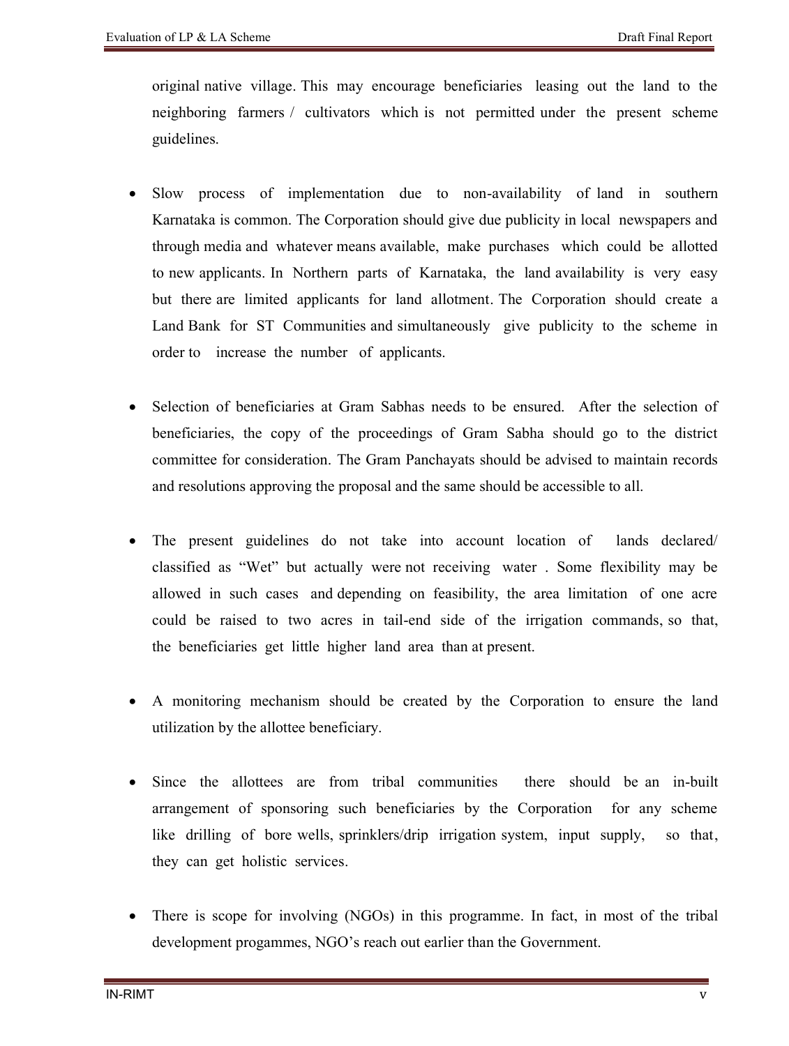original native village. This may encourage beneficiaries leasing out the land to the neighboring farmers / cultivators which is not permitted under the present scheme guidelines.

- Slow process of implementation due to non-availability of land in southern Karnataka is common. The Corporation should give due publicity in local newspapers and through media and whatever means available, make purchases which could be allotted to new applicants. In Northern parts of Karnataka, the land availability is very easy but there are limited applicants for land allotment. The Corporation should create a Land Bank for ST Communities and simultaneously give publicity to the scheme in order to increase the number of applicants.

- Selection of beneficiaries at Gram Sabhas needs to be ensured. After the selection of beneficiaries, the copy of the proceedings of Gram Sabha should go to the district committee for consideration. The Gram Panchayats should be advised to maintain records and resolutions approving the proposal and the same should be accessible to all.

- The present guidelines do not take into account location of lands declared/ classified as "Wet" but actually were not receiving water . Some flexibility may be allowed in such cases and depending on feasibility, the area limitation of one acre could be raised to two acres in tail-end side of the irrigation commands, so that, the beneficiaries get little higher land area than at present.

- A monitoring mechanism should be created by the Corporation to ensure the land utilization by the allottee beneficiary.

- Since the allottees are from tribal communities there should be an in-built arrangement of sponsoring such beneficiaries by the Corporation for any scheme like drilling of bore wells, sprinklers/drip irrigation system, input supply, so that, they can get holistic services.

- There is scope for involving (NGOs) in this programme. In fact, in most of the tribal development progammes, NGO's reach out earlier than the Government.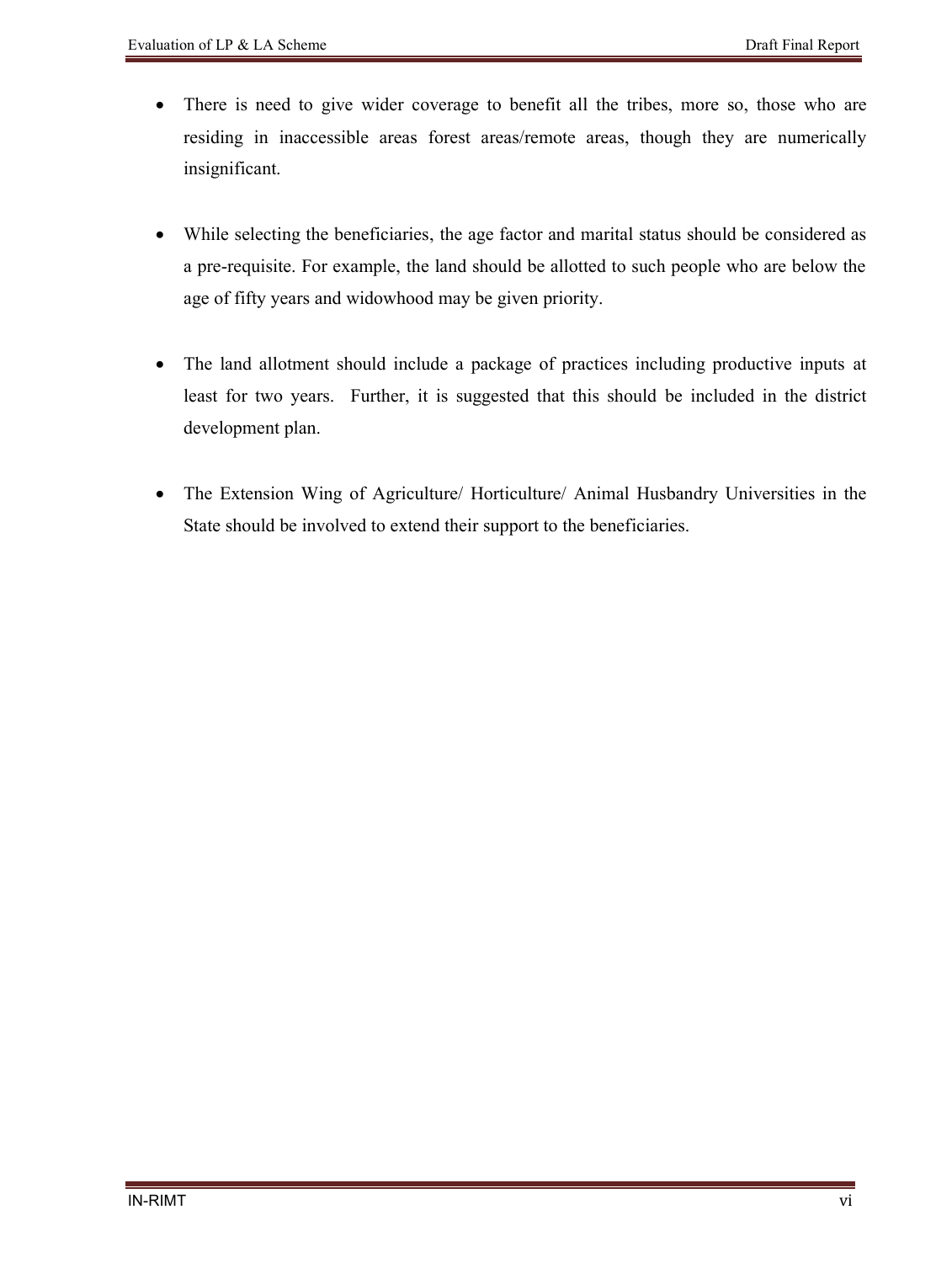- There is need to give wider coverage to benefit all the tribes, more so, those who are residing in inaccessible areas forest areas/remote areas, though they are numerically insignificant.

- While selecting the beneficiaries, the age factor and marital status should be considered as a pre-requisite. For example, the land should be allotted to such people who are below the age of fifty years and widowhood may be given priority.

- The land allotment should include a package of practices including productive inputs at least for two years. Further, it is suggested that this should be included in the district development plan.

- The Extension Wing of Agriculture/ Horticulture/ Animal Husbandry Universities in the State should be involved to extend their support to the beneficiaries.